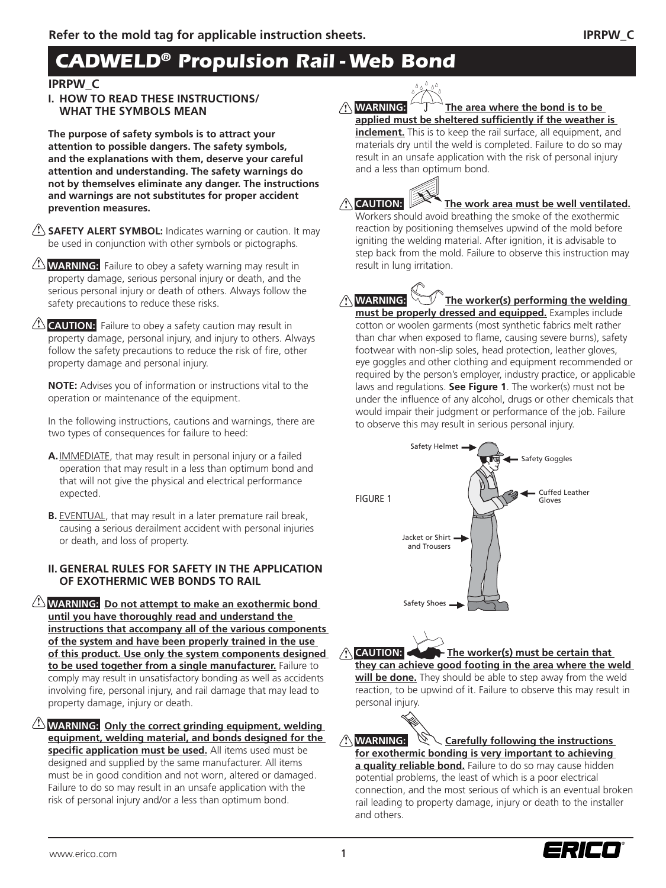Refer to the mold tag for applicable instruction sheets.

# CADWELD® Propulsion Rail - Web Bond

## IPRPW_C

### I. HOW TO READ THESE INSTRUCTIONS/ WHAT THE SYMBOLS MEAN

**The purpose of safety symbols is to attract your attention to possible dangers. The safety symbols, and the explanations with them, deserve your careful attention and understanding. The safety warnings do not by themselves eliminate any danger. The instructions and warnings are not substitutes for proper accident prevention measures.**

⚠ **SAFETY ALERT SYMBOL:** Indicates warning or caution. It may be used in conjunction with other symbols or pictographs.

⚠ **WARNING:** Failure to obey a safety warning may result in property damage, serious personal injury or death, and the serious personal injury or death of others. Always follow the safety precautions to reduce these risks.

⚠ **CAUTION:** Failure to obey a safety caution may result in property damage, personal injury, and injury to others. Always follow the safety precautions to reduce the risk of fire, other property damage and personal injury.

**NOTE:** Advises you of information or instructions vital to the operation or maintenance of the equipment.

In the following instructions, cautions and warnings, there are two types of consequences for failure to heed:

**A.** IMMEDIATE, that may result in personal injury or a failed operation that may result in a less than optimum bond and that will not give the physical and electrical performance expected.

**B.** EVENTUAL, that may result in a later premature rail break, causing a serious derailment accident with personal injuries or death, and loss of property.

### II. GENERAL RULES FOR SAFETY IN THE APPLICATION OF EXOTHERMIC WEB BONDS TO RAIL

⚠ **WARNING:** **Do not attempt to make an exothermic bond until you have thoroughly read and understand the instructions that accompany all of the various components of the system and have been properly trained in the use of this product. Use only the system components designed to be used together from a single manufacturer.** Failure to comply may result in unsatisfactory bonding as well as accidents involving fire, personal injury, and rail damage that may lead to property damage, injury or death.

⚠ **WARNING:** **Only the correct grinding equipment, welding equipment, welding material, and bonds designed for the specific application must be used.** All items used must be designed and supplied by the same manufacturer. All items must be in good condition and not worn, altered or damaged. Failure to do so may result in an unsafe application with the risk of personal injury and/or a less than optimum bond.

⚠ **WARNING:** **The area where the bond is to be applied must be sheltered sufficiently if the weather is inclement.** This is to keep the rail surface, all equipment, and materials dry until the weld is completed. Failure to do so may result in an unsafe application with the risk of personal injury and a less than optimum bond.

⚠ **CAUTION:** **The work area must be well ventilated.** Workers should avoid breathing the smoke of the exothermic reaction by positioning themselves upwind of the mold before igniting the welding material. After ignition, it is advisable to step back from the mold. Failure to observe this instruction may result in lung irritation.

⚠ **WARNING:** **The worker(s) performing the welding must be properly dressed and equipped.** Examples include cotton or woolen garments (most synthetic fabrics melt rather than char when exposed to flame, causing severe burns), safety footwear with non-slip soles, head protection, leather gloves, eye goggles and other clothing and equipment recommended or required by the person's employer, industry practice, or applicable laws and regulations. **See Figure 1**. The worker(s) must not be under the influence of any alcohol, drugs or other chemicals that would impair their judgment or performance of the job. Failure to observe this may result in serious personal injury.

FIGURE 1

Safety Helmet; Safety Goggles; Cuffed Leather Gloves; Jacket or Shirt and Trousers; Safety Shoes

⚠ **CAUTION:** **The worker(s) must be certain that they can achieve good footing in the area where the weld will be done.** They should be able to step away from the weld reaction, to be upwind of it. Failure to observe this may result in personal injury.

⚠ **WARNING:** **Carefully following the instructions for exothermic bonding is very important to achieving a quality reliable bond.** Failure to do so may cause hidden potential problems, the least of which is a poor electrical connection, and the most serious of which is an eventual broken rail leading to property damage, injury or death to the installer and others.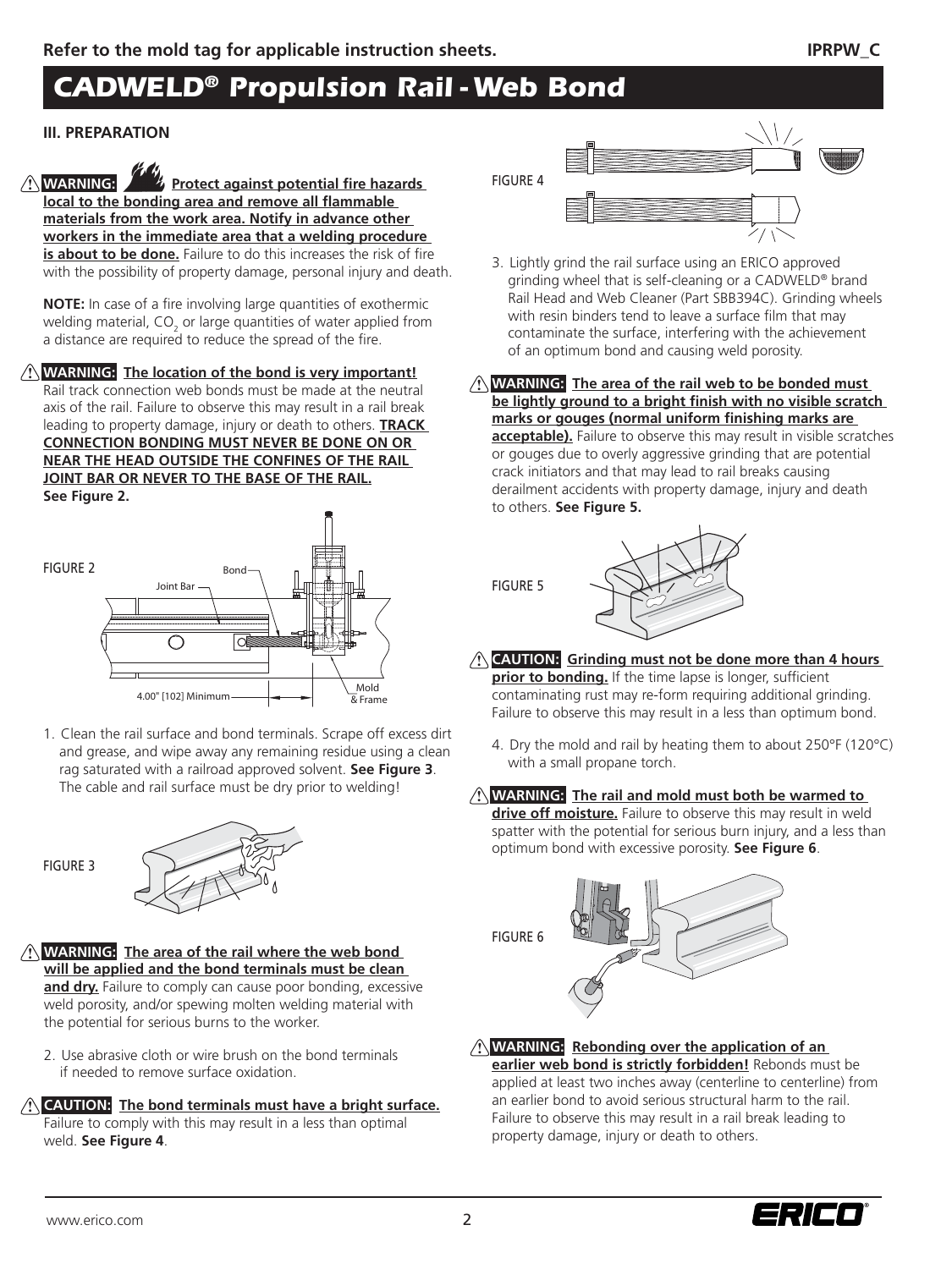Refer to the mold tag for applicable instruction sheets.

# CADWELD® Propulsion Rail - Web Bond

### III. PREPARATION

⚠ **WARNING: Protect against potential fire hazards local to the bonding area and remove all flammable materials from the work area. Notify in advance other workers in the immediate area that a welding procedure is about to be done.** Failure to do this increases the risk of fire with the possibility of property damage, personal injury and death.

**NOTE:** In case of a fire involving large quantities of exothermic welding material, $CO_2$ or large quantities of water applied from a distance are required to reduce the spread of the fire.

⚠ **WARNING: The location of the bond is very important!** Rail track connection web bonds must be made at the neutral axis of the rail. Failure to observe this may result in a rail break leading to property damage, injury or death to others. **TRACK CONNECTION BONDING MUST NEVER BE DONE ON OR NEAR THE HEAD OUTSIDE THE CONFINES OF THE RAIL JOINT BAR OR NEVER TO THE BASE OF THE RAIL. See Figure 2.**

FIGURE 2

Joint Bar, Bond, Mold & Frame, 4.00" [102] Minimum

1. Clean the rail surface and bond terminals. Scrape off excess dirt and grease, and wipe away any remaining residue using a clean rag saturated with a railroad approved solvent. **See Figure 3**. The cable and rail surface must be dry prior to welding!

FIGURE 3

⚠ **WARNING: The area of the rail where the web bond will be applied and the bond terminals must be clean and dry.** Failure to comply can cause poor bonding, excessive weld porosity, and/or spewing molten welding material with the potential for serious burns to the worker.

2. Use abrasive cloth or wire brush on the bond terminals if needed to remove surface oxidation.

⚠ **CAUTION: The bond terminals must have a bright surface.** Failure to comply with this may result in a less than optimal weld. **See Figure 4**.

FIGURE 4

3. Lightly grind the rail surface using an ERICO approved grinding wheel that is self-cleaning or a CADWELD® brand Rail Head and Web Cleaner (Part SBB394C). Grinding wheels with resin binders tend to leave a surface film that may contaminate the surface, interfering with the achievement of an optimum bond and causing weld porosity.

⚠ **WARNING: The area of the rail web to be bonded must be lightly ground to a bright finish with no visible scratch marks or gouges (normal uniform finishing marks are acceptable).** Failure to observe this may result in visible scratches or gouges due to overly aggressive grinding that are potential crack initiators and that may lead to rail breaks causing derailment accidents with property damage, injury and death to others. **See Figure 5.**

FIGURE 5

⚠ **CAUTION: Grinding must not be done more than 4 hours prior to bonding.** If the time lapse is longer, sufficient contaminating rust may re-form requiring additional grinding. Failure to observe this may result in a less than optimum bond.

4. Dry the mold and rail by heating them to about 250°F (120°C) with a small propane torch.

⚠ **WARNING: The rail and mold must both be warmed to drive off moisture.** Failure to observe this may result in weld spatter with the potential for serious burn injury, and a less than optimum bond with excessive porosity. **See Figure 6**.

FIGURE 6

⚠ **WARNING: Rebonding over the application of an earlier web bond is strictly forbidden!** Rebonds must be applied at least two inches away (centerline to centerline) from an earlier bond to avoid serious structural harm to the rail. Failure to observe this may result in a rail break leading to property damage, injury or death to others.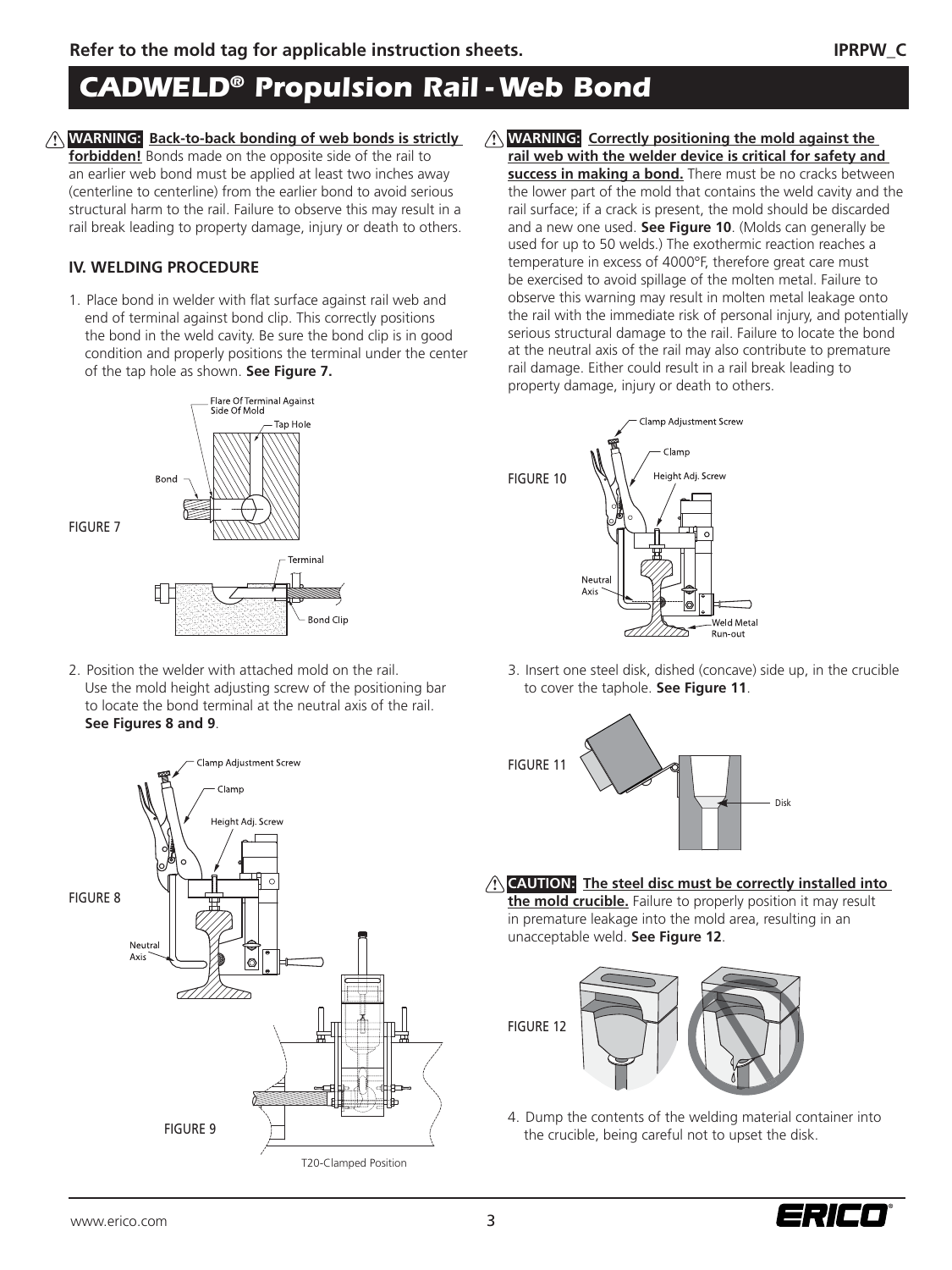Refer to the mold tag for applicable instruction sheets.

# CADWELD® Propulsion Rail - Web Bond

⚠ **WARNING: Back-to-back bonding of web bonds is strictly forbidden!** Bonds made on the opposite side of the rail to an earlier web bond must be applied at least two inches away (centerline to centerline) from the earlier bond to avoid serious structural harm to the rail. Failure to observe this may result in a rail break leading to property damage, injury or death to others.

### IV. WELDING PROCEDURE

1. Place bond in welder with flat surface against rail web and end of terminal against bond clip. This correctly positions the bond in the weld cavity. Be sure the bond clip is in good condition and properly positions the terminal under the center of the tap hole as shown. **See Figure 7.**

FIGURE 7

2. Position the welder with attached mold on the rail. Use the mold height adjusting screw of the positioning bar to locate the bond terminal at the neutral axis of the rail. **See Figures 8 and 9**.

FIGURE 8

FIGURE 9

T20-Clamped Position

⚠ **WARNING: Correctly positioning the mold against the rail web with the welder device is critical for safety and success in making a bond.** There must be no cracks between the lower part of the mold that contains the weld cavity and the rail surface; if a crack is present, the mold should be discarded and a new one used. **See Figure 10**. (Molds can generally be used for up to 50 welds.) The exothermic reaction reaches a temperature in excess of 4000°F, therefore great care must be exercised to avoid spillage of the molten metal. Failure to observe this warning may result in molten metal leakage onto the rail with the immediate risk of personal injury, and potentially serious structural damage to the rail. Failure to locate the bond at the neutral axis of the rail may also contribute to premature rail damage. Either could result in a rail break leading to property damage, injury or death to others.

FIGURE 10

3. Insert one steel disk, dished (concave) side up, in the crucible to cover the taphole. **See Figure 11**.

FIGURE 11

⚠ **CAUTION: The steel disc must be correctly installed into the mold crucible.** Failure to properly position it may result in premature leakage into the mold area, resulting in an unacceptable weld. **See Figure 12**.

FIGURE 12

4. Dump the contents of the welding material container into the crucible, being careful not to upset the disk.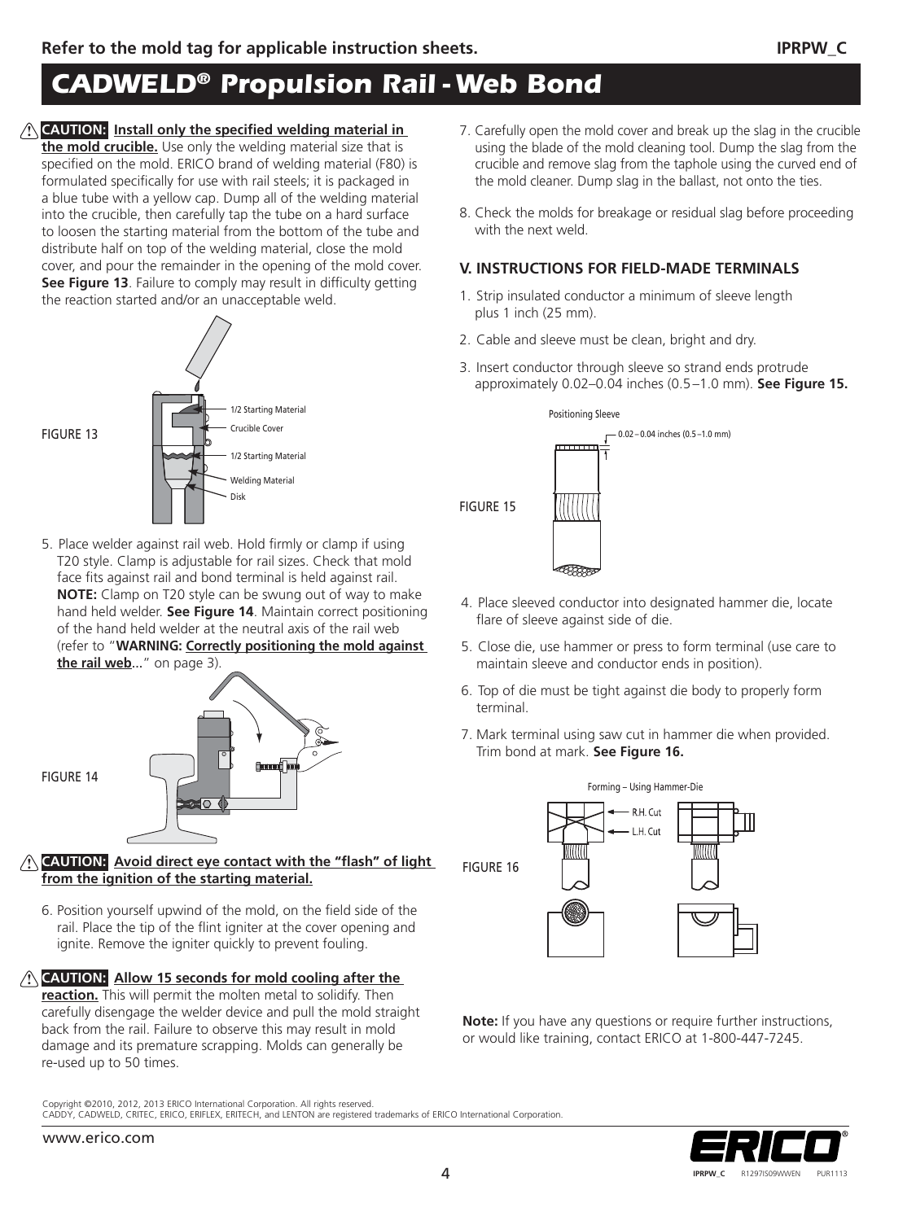Refer to the mold tag for applicable instruction sheets.

# CADWELD® Propulsion Rail - Web Bond

⚠ **CAUTION: Install only the specified welding material in the mold crucible.** Use only the welding material size that is specified on the mold. ERICO brand of welding material (F80) is formulated specifically for use with rail steels; it is packaged in a blue tube with a yellow cap. Dump all of the welding material into the crucible, then carefully tap the tube on a hard surface to loosen the starting material from the bottom of the tube and distribute half on top of the welding material, close the mold cover, and pour the remainder in the opening of the mold cover. **See Figure 13**. Failure to comply may result in difficulty getting the reaction started and/or an unacceptable weld.

FIGURE 13

1/2 Starting Material
Crucible Cover
1/2 Starting Material
Welding Material
Disk

5. Place welder against rail web. Hold firmly or clamp if using T20 style. Clamp is adjustable for rail sizes. Check that mold face fits against rail and bond terminal is held against rail. **NOTE:** Clamp on T20 style can be swung out of way to make hand held welder. **See Figure 14**. Maintain correct positioning of the hand held welder at the neutral axis of the rail web (refer to "**WARNING: Correctly positioning the mold against the rail web...**" on page 3).

FIGURE 14

⚠ **CAUTION: Avoid direct eye contact with the "flash" of light from the ignition of the starting material.**

6. Position yourself upwind of the mold, on the field side of the rail. Place the tip of the flint igniter at the cover opening and ignite. Remove the igniter quickly to prevent fouling.

⚠ **CAUTION: Allow 15 seconds for mold cooling after the reaction.** This will permit the molten metal to solidify. Then carefully disengage the welder device and pull the mold straight back from the rail. Failure to observe this may result in mold damage and its premature scrapping. Molds can generally be re-used up to 50 times.

7. Carefully open the mold cover and break up the slag in the crucible using the blade of the mold cleaning tool. Dump the slag from the crucible and remove slag from the taphole using the curved end of the mold cleaner. Dump slag in the ballast, not onto the ties.

8. Check the molds for breakage or residual slag before proceeding with the next weld.

### V. INSTRUCTIONS FOR FIELD-MADE TERMINALS

1. Strip insulated conductor a minimum of sleeve length plus 1 inch (25 mm).
2. Cable and sleeve must be clean, bright and dry.
3. Insert conductor through sleeve so strand ends protrude approximately 0.02–0.04 inches (0.5–1.0 mm). **See Figure 15.**

FIGURE 15

Positioning Sleeve
0.02 – 0.04 inches (0.5 –1.0 mm)

4. Place sleeved conductor into designated hammer die, locate flare of sleeve against side of die.
5. Close die, use hammer or press to form terminal (use care to maintain sleeve and conductor ends in position).
6. Top of die must be tight against die body to properly form terminal.
7. Mark terminal using saw cut in hammer die when provided. Trim bond at mark. **See Figure 16.**

FIGURE 16

Forming – Using Hammer-Die
R.H. Cut
L.H. Cut

**Note:** If you have any questions or require further instructions, or would like training, contact ERICO at 1-800-447-7245.

Copyright ©2010, 2012, 2013 ERICO International Corporation. All rights reserved.
CADDY, CADWELD, CRITEC, ERICO, ERIFLEX, ERITECH, and LENTON are registered trademarks of ERICO International Corporation.

www.erico.com

IPRPW_C R1297IS09WWEN PUR1113